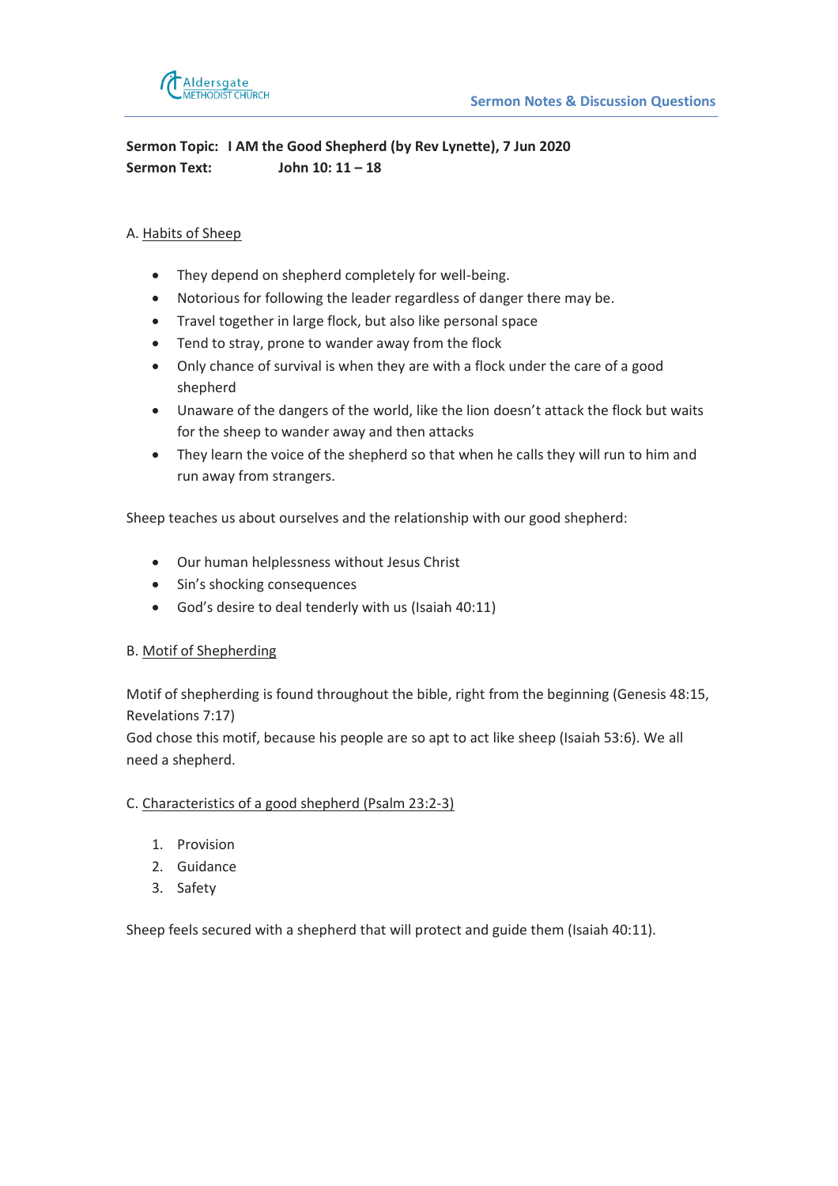**Sermon Notes & Discussion Questions**

**Sermon Topic:** **I AM the Good Shepherd (by Rev Lynette), 7 Jun 2020**
**Sermon Text:** **John 10: 11 – 18**

A. Habits of Sheep

- They depend on shepherd completely for well-being.
- Notorious for following the leader regardless of danger there may be.
- Travel together in large flock, but also like personal space
- Tend to stray, prone to wander away from the flock
- Only chance of survival is when they are with a flock under the care of a good shepherd
- Unaware of the dangers of the world, like the lion doesn't attack the flock but waits for the sheep to wander away and then attacks
- They learn the voice of the shepherd so that when he calls they will run to him and run away from strangers.

Sheep teaches us about ourselves and the relationship with our good shepherd:

- Our human helplessness without Jesus Christ
- Sin's shocking consequences
- God's desire to deal tenderly with us (Isaiah 40:11)

B. Motif of Shepherding

Motif of shepherding is found throughout the bible, right from the beginning (Genesis 48:15, Revelations 7:17)
God chose this motif, because his people are so apt to act like sheep (Isaiah 53:6). We all need a shepherd.

C. Characteristics of a good shepherd (Psalm 23:2-3)

1. Provision
2. Guidance
3. Safety

Sheep feels secured with a shepherd that will protect and guide them (Isaiah 40:11).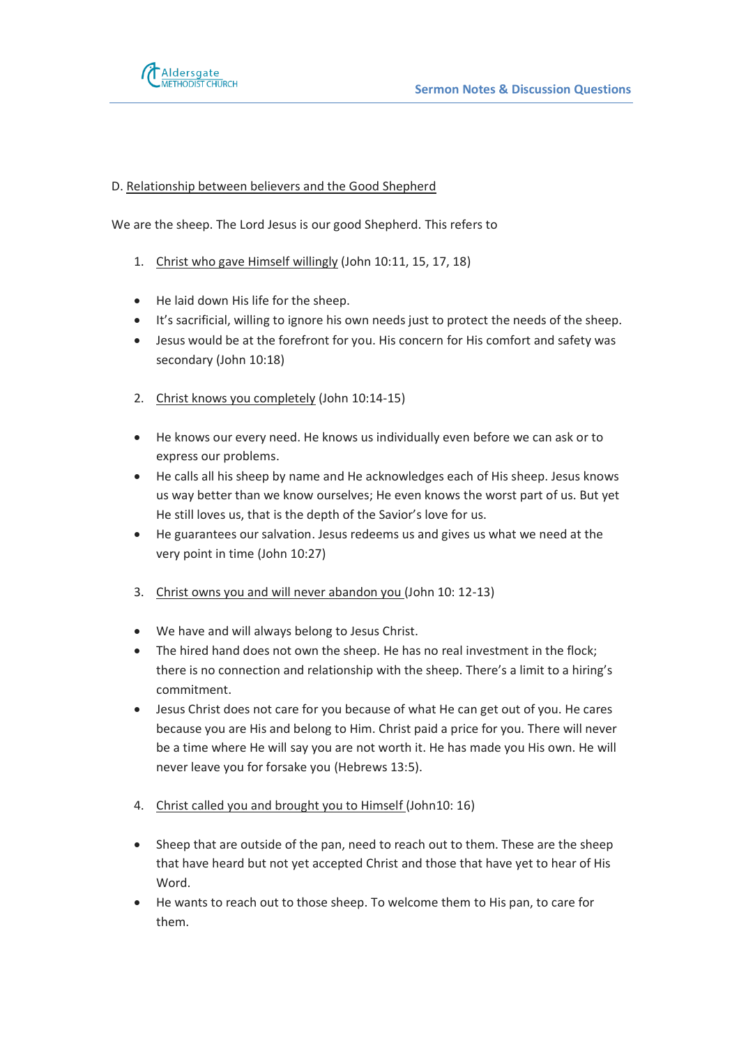D. Relationship between believers and the Good Shepherd

We are the sheep. The Lord Jesus is our good Shepherd. This refers to

1. Christ who gave Himself willingly (John 10:11, 15, 17, 18)

- He laid down His life for the sheep.
- It's sacrificial, willing to ignore his own needs just to protect the needs of the sheep.
- Jesus would be at the forefront for you. His concern for His comfort and safety was secondary (John 10:18)

2. Christ knows you completely (John 10:14-15)

- He knows our every need. He knows us individually even before we can ask or to express our problems.
- He calls all his sheep by name and He acknowledges each of His sheep. Jesus knows us way better than we know ourselves; He even knows the worst part of us. But yet He still loves us, that is the depth of the Savior's love for us.
- He guarantees our salvation. Jesus redeems us and gives us what we need at the very point in time (John 10:27)

3. Christ owns you and will never abandon you (John 10: 12-13)

- We have and will always belong to Jesus Christ.
- The hired hand does not own the sheep. He has no real investment in the flock; there is no connection and relationship with the sheep. There's a limit to a hiring's commitment.
- Jesus Christ does not care for you because of what He can get out of you. He cares because you are His and belong to Him. Christ paid a price for you. There will never be a time where He will say you are not worth it. He has made you His own. He will never leave you for forsake you (Hebrews 13:5).

4. Christ called you and brought you to Himself (John10: 16)

- Sheep that are outside of the pan, need to reach out to them. These are the sheep that have heard but not yet accepted Christ and those that have yet to hear of His Word.
- He wants to reach out to those sheep. To welcome them to His pan, to care for them.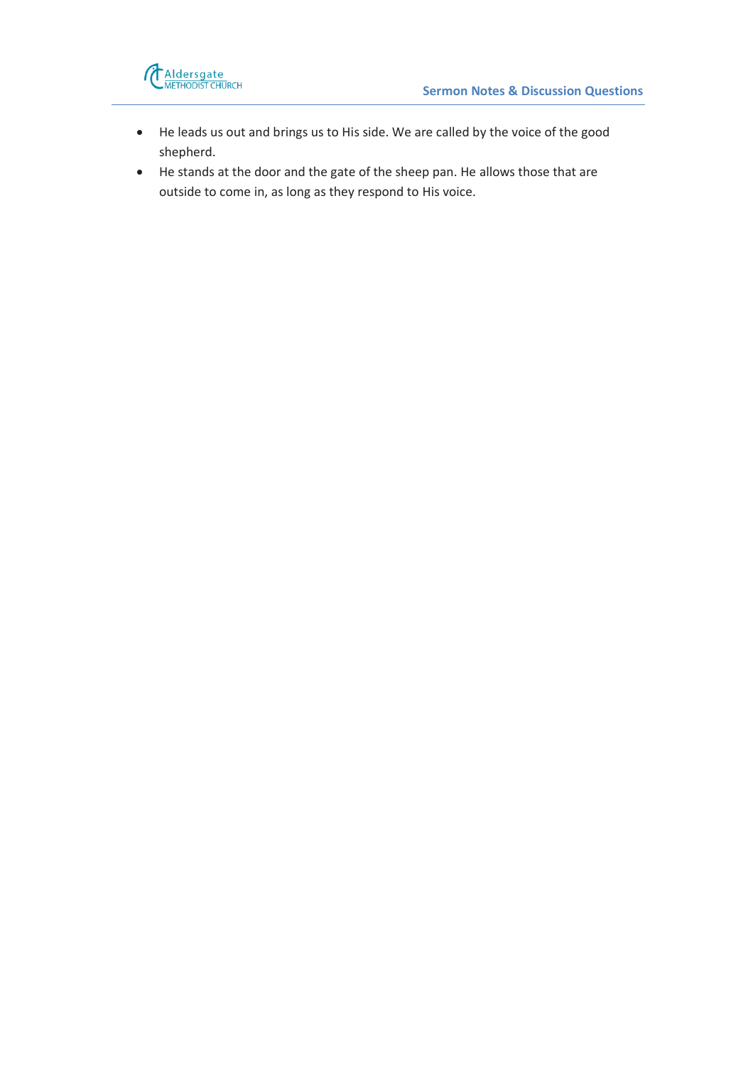- He leads us out and brings us to His side. We are called by the voice of the good shepherd.
- He stands at the door and the gate of the sheep pan. He allows those that are outside to come in, as long as they respond to His voice.